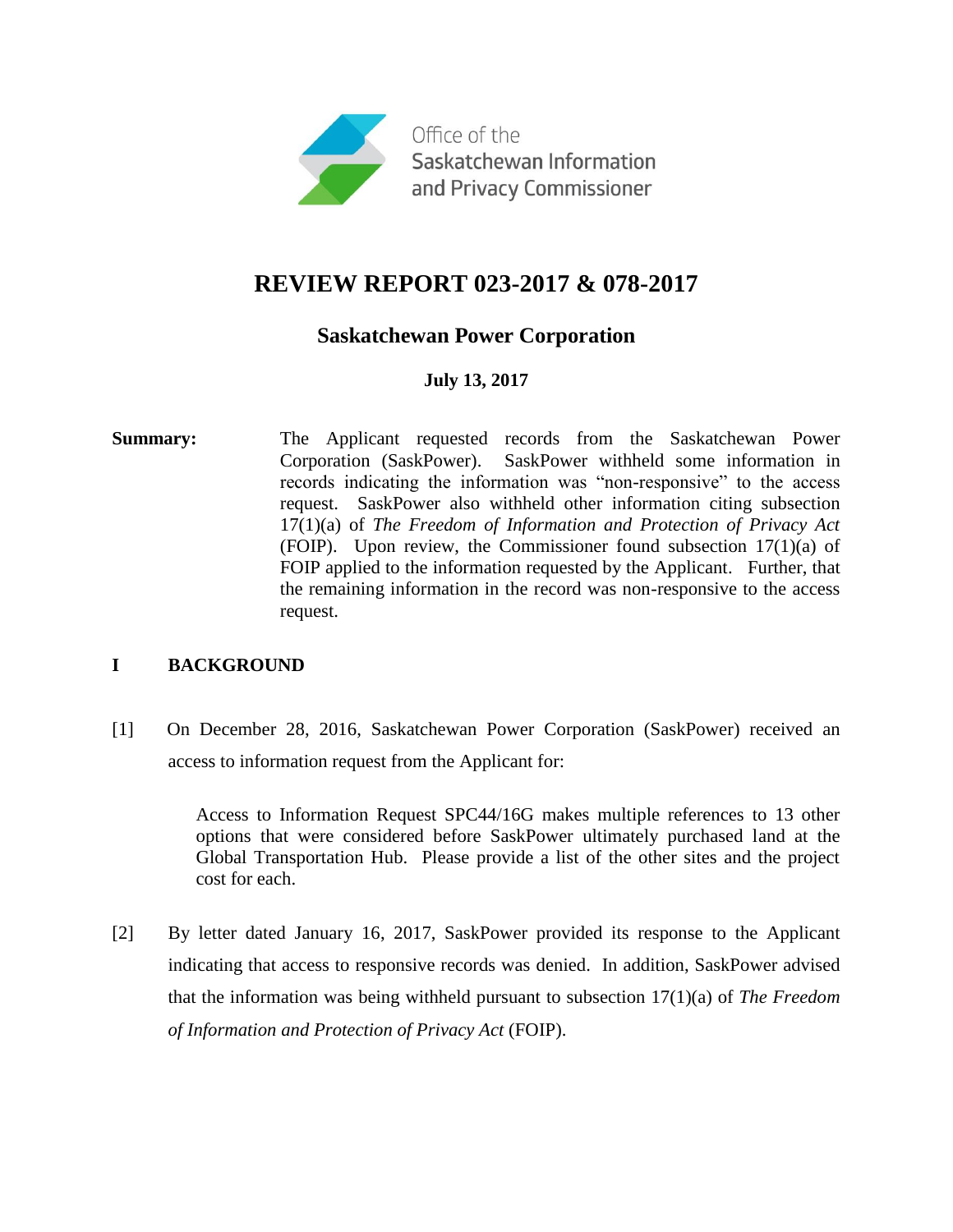Office of the Saskatchewan Information and Privacy Commissioner

# REVIEW REPORT 023-2017 & 078-2017

## Saskatchewan Power Corporation

**July 13, 2017**

**Summary:** The Applicant requested records from the Saskatchewan Power Corporation (SaskPower). SaskPower withheld some information in records indicating the information was "non-responsive" to the access request. SaskPower also withheld other information citing subsection 17(1)(a) of *The Freedom of Information and Protection of Privacy Act* (FOIP). Upon review, the Commissioner found subsection 17(1)(a) of FOIP applied to the information requested by the Applicant. Further, that the remaining information in the record was non-responsive to the access request.

## I BACKGROUND

[1] On December 28, 2016, Saskatchewan Power Corporation (SaskPower) received an access to information request from the Applicant for:

> Access to Information Request SPC44/16G makes multiple references to 13 other options that were considered before SaskPower ultimately purchased land at the Global Transportation Hub. Please provide a list of the other sites and the project cost for each.

[2] By letter dated January 16, 2017, SaskPower provided its response to the Applicant indicating that access to responsive records was denied. In addition, SaskPower advised that the information was being withheld pursuant to subsection 17(1)(a) of *The Freedom of Information and Protection of Privacy Act* (FOIP).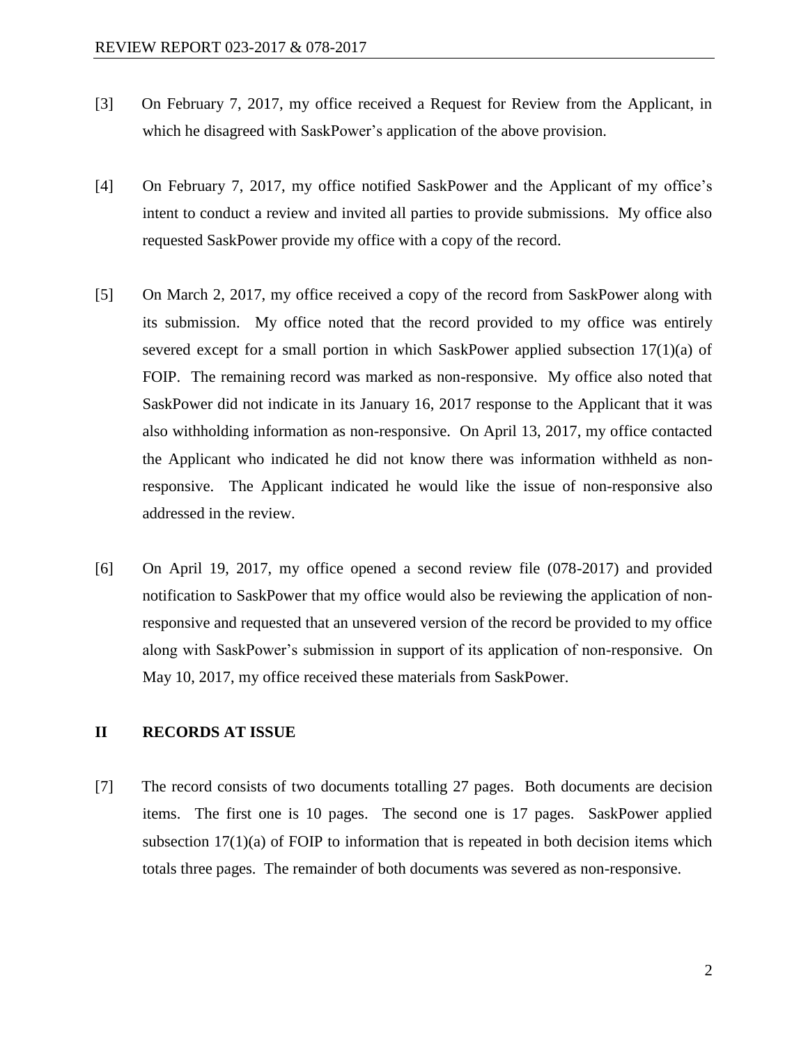[3] On February 7, 2017, my office received a Request for Review from the Applicant, in which he disagreed with SaskPower's application of the above provision.

[4] On February 7, 2017, my office notified SaskPower and the Applicant of my office's intent to conduct a review and invited all parties to provide submissions. My office also requested SaskPower provide my office with a copy of the record.

[5] On March 2, 2017, my office received a copy of the record from SaskPower along with its submission. My office noted that the record provided to my office was entirely severed except for a small portion in which SaskPower applied subsection 17(1)(a) of FOIP. The remaining record was marked as non-responsive. My office also noted that SaskPower did not indicate in its January 16, 2017 response to the Applicant that it was also withholding information as non-responsive. On April 13, 2017, my office contacted the Applicant who indicated he did not know there was information withheld as non-responsive. The Applicant indicated he would like the issue of non-responsive also addressed in the review.

[6] On April 19, 2017, my office opened a second review file (078-2017) and provided notification to SaskPower that my office would also be reviewing the application of non-responsive and requested that an unsevered version of the record be provided to my office along with SaskPower's submission in support of its application of non-responsive. On May 10, 2017, my office received these materials from SaskPower.

## II RECORDS AT ISSUE

[7] The record consists of two documents totalling 27 pages. Both documents are decision items. The first one is 10 pages. The second one is 17 pages. SaskPower applied subsection 17(1)(a) of FOIP to information that is repeated in both decision items which totals three pages. The remainder of both documents was severed as non-responsive.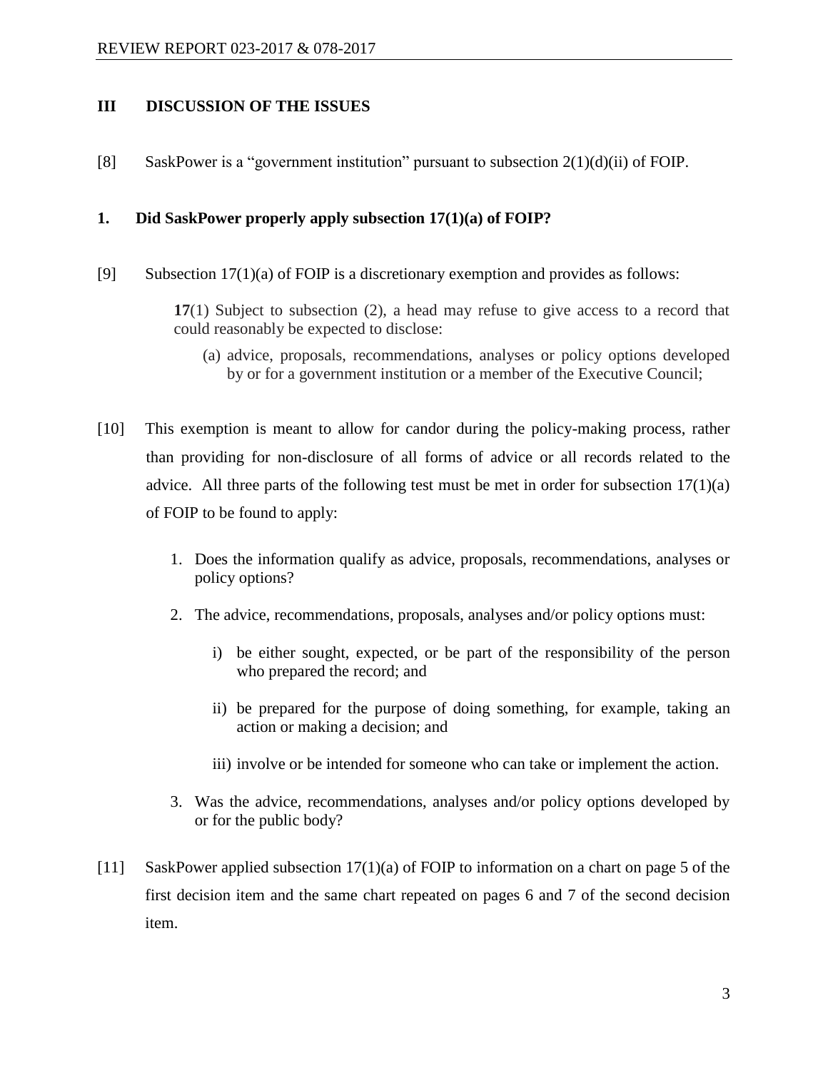## III DISCUSSION OF THE ISSUES

[8] SaskPower is a "government institution" pursuant to subsection 2(1)(d)(ii) of FOIP.

### 1. Did SaskPower properly apply subsection 17(1)(a) of FOIP?

[9] Subsection 17(1)(a) of FOIP is a discretionary exemption and provides as follows:

> **17**(1) Subject to subsection (2), a head may refuse to give access to a record that could reasonably be expected to disclose:
>
> (a) advice, proposals, recommendations, analyses or policy options developed by or for a government institution or a member of the Executive Council;

[10] This exemption is meant to allow for candor during the policy-making process, rather than providing for non-disclosure of all forms of advice or all records related to the advice. All three parts of the following test must be met in order for subsection 17(1)(a) of FOIP to be found to apply:

1. Does the information qualify as advice, proposals, recommendations, analyses or policy options?
2. The advice, recommendations, proposals, analyses and/or policy options must:
   i) be either sought, expected, or be part of the responsibility of the person who prepared the record; and
   ii) be prepared for the purpose of doing something, for example, taking an action or making a decision; and
   iii) involve or be intended for someone who can take or implement the action.
3. Was the advice, recommendations, analyses and/or policy options developed by or for the public body?

[11] SaskPower applied subsection 17(1)(a) of FOIP to information on a chart on page 5 of the first decision item and the same chart repeated on pages 6 and 7 of the second decision item.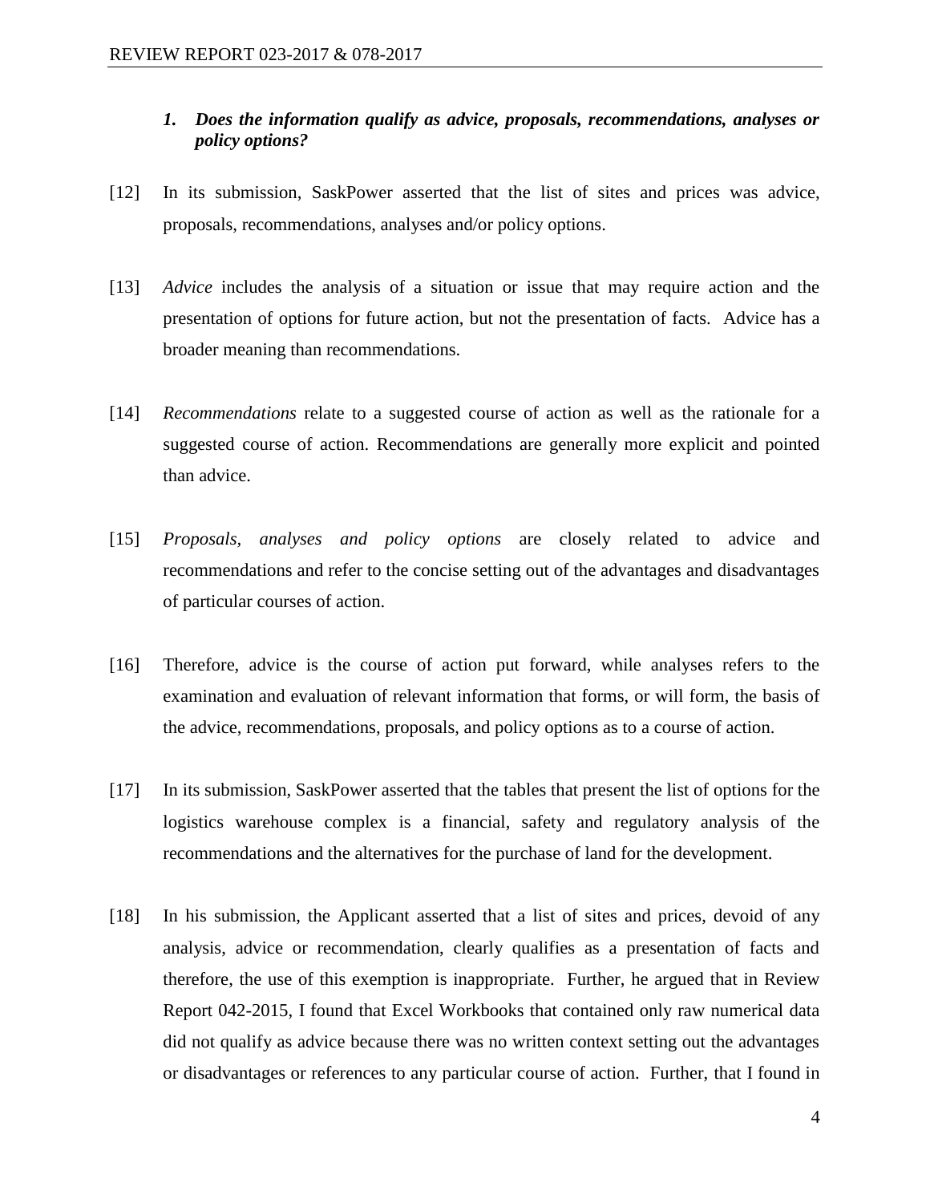### *1. Does the information qualify as advice, proposals, recommendations, analyses or policy options?*

[12] In its submission, SaskPower asserted that the list of sites and prices was advice, proposals, recommendations, analyses and/or policy options.

[13] *Advice* includes the analysis of a situation or issue that may require action and the presentation of options for future action, but not the presentation of facts. Advice has a broader meaning than recommendations.

[14] *Recommendations* relate to a suggested course of action as well as the rationale for a suggested course of action. Recommendations are generally more explicit and pointed than advice.

[15] *Proposals, analyses and policy options* are closely related to advice and recommendations and refer to the concise setting out of the advantages and disadvantages of particular courses of action.

[16] Therefore, advice is the course of action put forward, while analyses refers to the examination and evaluation of relevant information that forms, or will form, the basis of the advice, recommendations, proposals, and policy options as to a course of action.

[17] In its submission, SaskPower asserted that the tables that present the list of options for the logistics warehouse complex is a financial, safety and regulatory analysis of the recommendations and the alternatives for the purchase of land for the development.

[18] In his submission, the Applicant asserted that a list of sites and prices, devoid of any analysis, advice or recommendation, clearly qualifies as a presentation of facts and therefore, the use of this exemption is inappropriate. Further, he argued that in Review Report 042-2015, I found that Excel Workbooks that contained only raw numerical data did not qualify as advice because there was no written context setting out the advantages or disadvantages or references to any particular course of action. Further, that I found in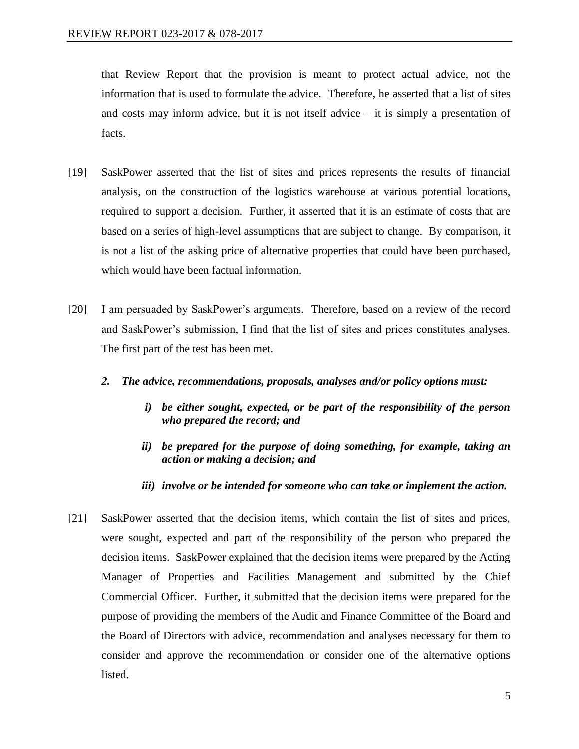that Review Report that the provision is meant to protect actual advice, not the information that is used to formulate the advice. Therefore, he asserted that a list of sites and costs may inform advice, but it is not itself advice – it is simply a presentation of facts.

[19] SaskPower asserted that the list of sites and prices represents the results of financial analysis, on the construction of the logistics warehouse at various potential locations, required to support a decision. Further, it asserted that it is an estimate of costs that are based on a series of high-level assumptions that are subject to change. By comparison, it is not a list of the asking price of alternative properties that could have been purchased, which would have been factual information.

[20] I am persuaded by SaskPower's arguments. Therefore, based on a review of the record and SaskPower's submission, I find that the list of sites and prices constitutes analyses. The first part of the test has been met.

***2. The advice, recommendations, proposals, analyses and/or policy options must:***

> ***i) be either sought, expected, or be part of the responsibility of the person who prepared the record; and***
>
> ***ii) be prepared for the purpose of doing something, for example, taking an action or making a decision; and***
>
> ***iii) involve or be intended for someone who can take or implement the action.***

[21] SaskPower asserted that the decision items, which contain the list of sites and prices, were sought, expected and part of the responsibility of the person who prepared the decision items. SaskPower explained that the decision items were prepared by the Acting Manager of Properties and Facilities Management and submitted by the Chief Commercial Officer. Further, it submitted that the decision items were prepared for the purpose of providing the members of the Audit and Finance Committee of the Board and the Board of Directors with advice, recommendation and analyses necessary for them to consider and approve the recommendation or consider one of the alternative options listed.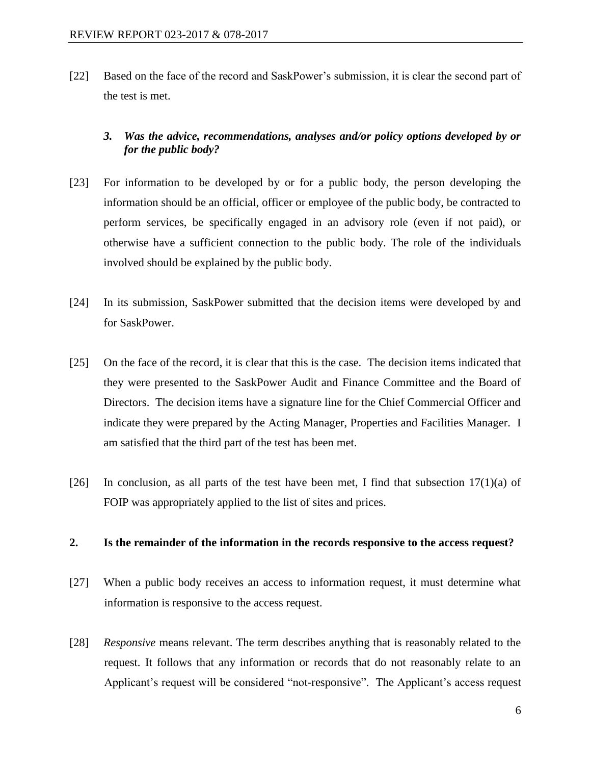[22] Based on the face of the record and SaskPower's submission, it is clear the second part of the test is met.

### *3. Was the advice, recommendations, analyses and/or policy options developed by or for the public body?*

[23] For information to be developed by or for a public body, the person developing the information should be an official, officer or employee of the public body, be contracted to perform services, be specifically engaged in an advisory role (even if not paid), or otherwise have a sufficient connection to the public body. The role of the individuals involved should be explained by the public body.

[24] In its submission, SaskPower submitted that the decision items were developed by and for SaskPower.

[25] On the face of the record, it is clear that this is the case. The decision items indicated that they were presented to the SaskPower Audit and Finance Committee and the Board of Directors. The decision items have a signature line for the Chief Commercial Officer and indicate they were prepared by the Acting Manager, Properties and Facilities Manager. I am satisfied that the third part of the test has been met.

[26] In conclusion, as all parts of the test have been met, I find that subsection 17(1)(a) of FOIP was appropriately applied to the list of sites and prices.

## 2. Is the remainder of the information in the records responsive to the access request?

[27] When a public body receives an access to information request, it must determine what information is responsive to the access request.

[28] *Responsive* means relevant. The term describes anything that is reasonably related to the request. It follows that any information or records that do not reasonably relate to an Applicant's request will be considered "not-responsive". The Applicant's access request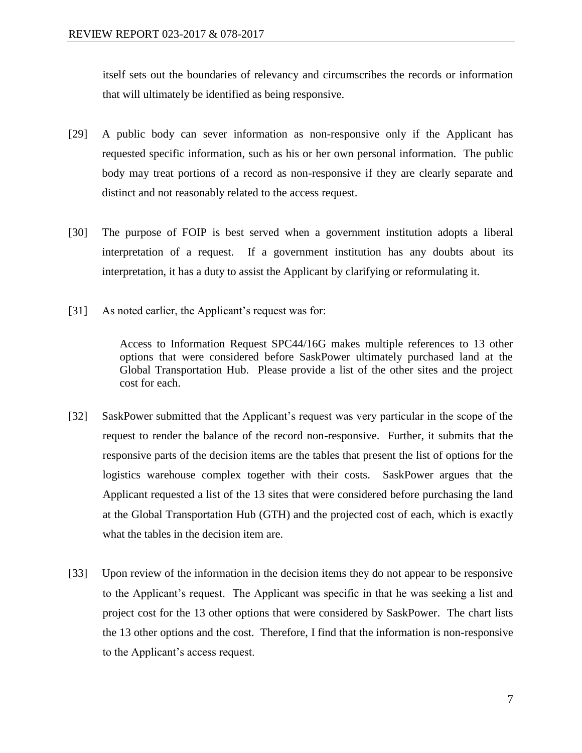itself sets out the boundaries of relevancy and circumscribes the records or information that will ultimately be identified as being responsive.

[29] A public body can sever information as non-responsive only if the Applicant has requested specific information, such as his or her own personal information. The public body may treat portions of a record as non-responsive if they are clearly separate and distinct and not reasonably related to the access request.

[30] The purpose of FOIP is best served when a government institution adopts a liberal interpretation of a request. If a government institution has any doubts about its interpretation, it has a duty to assist the Applicant by clarifying or reformulating it.

[31] As noted earlier, the Applicant's request was for:

> Access to Information Request SPC44/16G makes multiple references to 13 other options that were considered before SaskPower ultimately purchased land at the Global Transportation Hub. Please provide a list of the other sites and the project cost for each.

[32] SaskPower submitted that the Applicant's request was very particular in the scope of the request to render the balance of the record non-responsive. Further, it submits that the responsive parts of the decision items are the tables that present the list of options for the logistics warehouse complex together with their costs. SaskPower argues that the Applicant requested a list of the 13 sites that were considered before purchasing the land at the Global Transportation Hub (GTH) and the projected cost of each, which is exactly what the tables in the decision item are.

[33] Upon review of the information in the decision items they do not appear to be responsive to the Applicant's request. The Applicant was specific in that he was seeking a list and project cost for the 13 other options that were considered by SaskPower. The chart lists the 13 other options and the cost. Therefore, I find that the information is non-responsive to the Applicant's access request.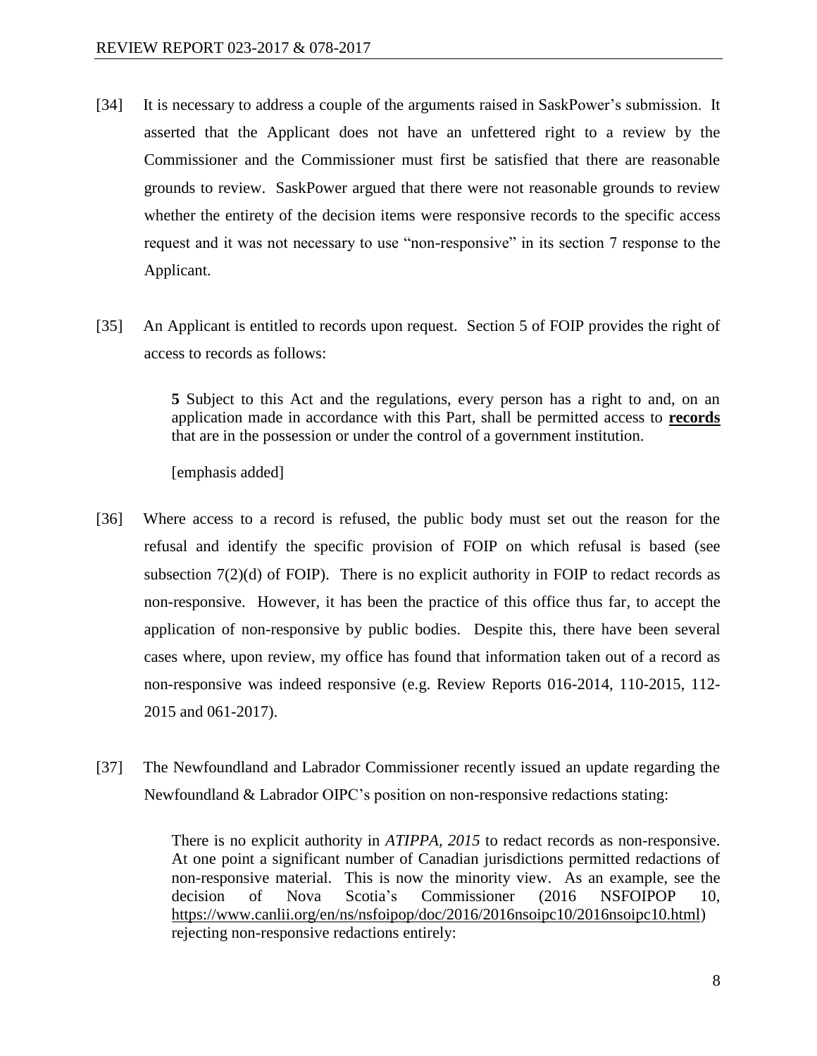[34] It is necessary to address a couple of the arguments raised in SaskPower's submission. It asserted that the Applicant does not have an unfettered right to a review by the Commissioner and the Commissioner must first be satisfied that there are reasonable grounds to review. SaskPower argued that there were not reasonable grounds to review whether the entirety of the decision items were responsive records to the specific access request and it was not necessary to use "non-responsive" in its section 7 response to the Applicant.

[35] An Applicant is entitled to records upon request. Section 5 of FOIP provides the right of access to records as follows:

> **5** Subject to this Act and the regulations, every person has a right to and, on an application made in accordance with this Part, shall be permitted access to **records** that are in the possession or under the control of a government institution.
>
> [emphasis added]

[36] Where access to a record is refused, the public body must set out the reason for the refusal and identify the specific provision of FOIP on which refusal is based (see subsection 7(2)(d) of FOIP). There is no explicit authority in FOIP to redact records as non-responsive. However, it has been the practice of this office thus far, to accept the application of non-responsive by public bodies. Despite this, there have been several cases where, upon review, my office has found that information taken out of a record as non-responsive was indeed responsive (e.g. Review Reports 016-2014, 110-2015, 112-2015 and 061-2017).

[37] The Newfoundland and Labrador Commissioner recently issued an update regarding the Newfoundland & Labrador OIPC's position on non-responsive redactions stating:

> There is no explicit authority in *ATIPPA, 2015* to redact records as non-responsive. At one point a significant number of Canadian jurisdictions permitted redactions of non-responsive material. This is now the minority view. As an example, see the decision of Nova Scotia's Commissioner (2016 NSFOIPOP 10, https://www.canlii.org/en/ns/nsfoipop/doc/2016/2016nsoipc10/2016nsoipc10.html) rejecting non-responsive redactions entirely: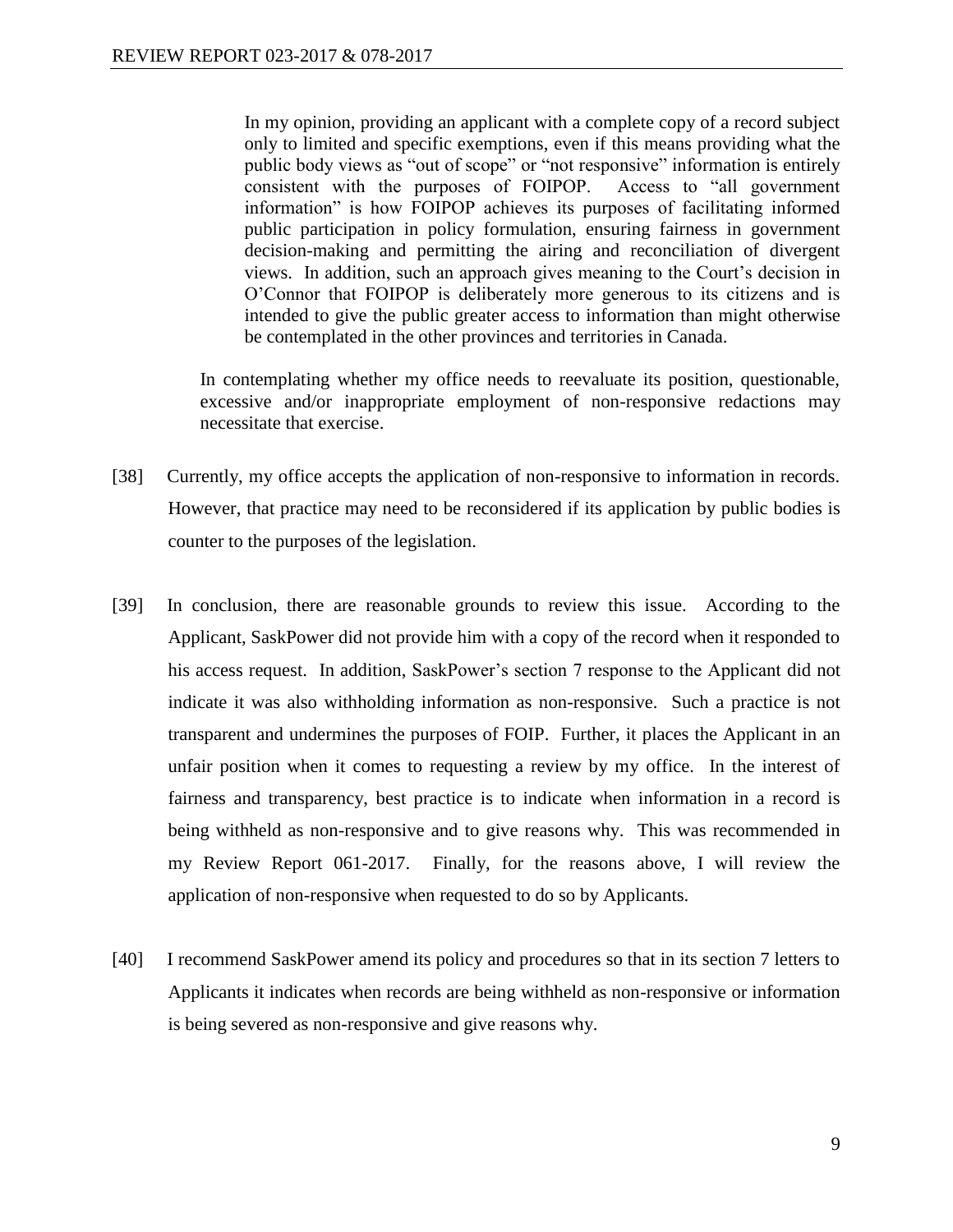> In my opinion, providing an applicant with a complete copy of a record subject only to limited and specific exemptions, even if this means providing what the public body views as "out of scope" or "not responsive" information is entirely consistent with the purposes of FOIPOP. Access to "all government information" is how FOIPOP achieves its purposes of facilitating informed public participation in policy formulation, ensuring fairness in government decision-making and permitting the airing and reconciliation of divergent views. In addition, such an approach gives meaning to the Court's decision in O'Connor that FOIPOP is deliberately more generous to its citizens and is intended to give the public greater access to information than might otherwise be contemplated in the other provinces and territories in Canada.

In contemplating whether my office needs to reevaluate its position, questionable, excessive and/or inappropriate employment of non-responsive redactions may necessitate that exercise.

[38] Currently, my office accepts the application of non-responsive to information in records. However, that practice may need to be reconsidered if its application by public bodies is counter to the purposes of the legislation.

[39] In conclusion, there are reasonable grounds to review this issue. According to the Applicant, SaskPower did not provide him with a copy of the record when it responded to his access request. In addition, SaskPower's section 7 response to the Applicant did not indicate it was also withholding information as non-responsive. Such a practice is not transparent and undermines the purposes of FOIP. Further, it places the Applicant in an unfair position when it comes to requesting a review by my office. In the interest of fairness and transparency, best practice is to indicate when information in a record is being withheld as non-responsive and to give reasons why. This was recommended in my Review Report 061-2017. Finally, for the reasons above, I will review the application of non-responsive when requested to do so by Applicants.

[40] I recommend SaskPower amend its policy and procedures so that in its section 7 letters to Applicants it indicates when records are being withheld as non-responsive or information is being severed as non-responsive and give reasons why.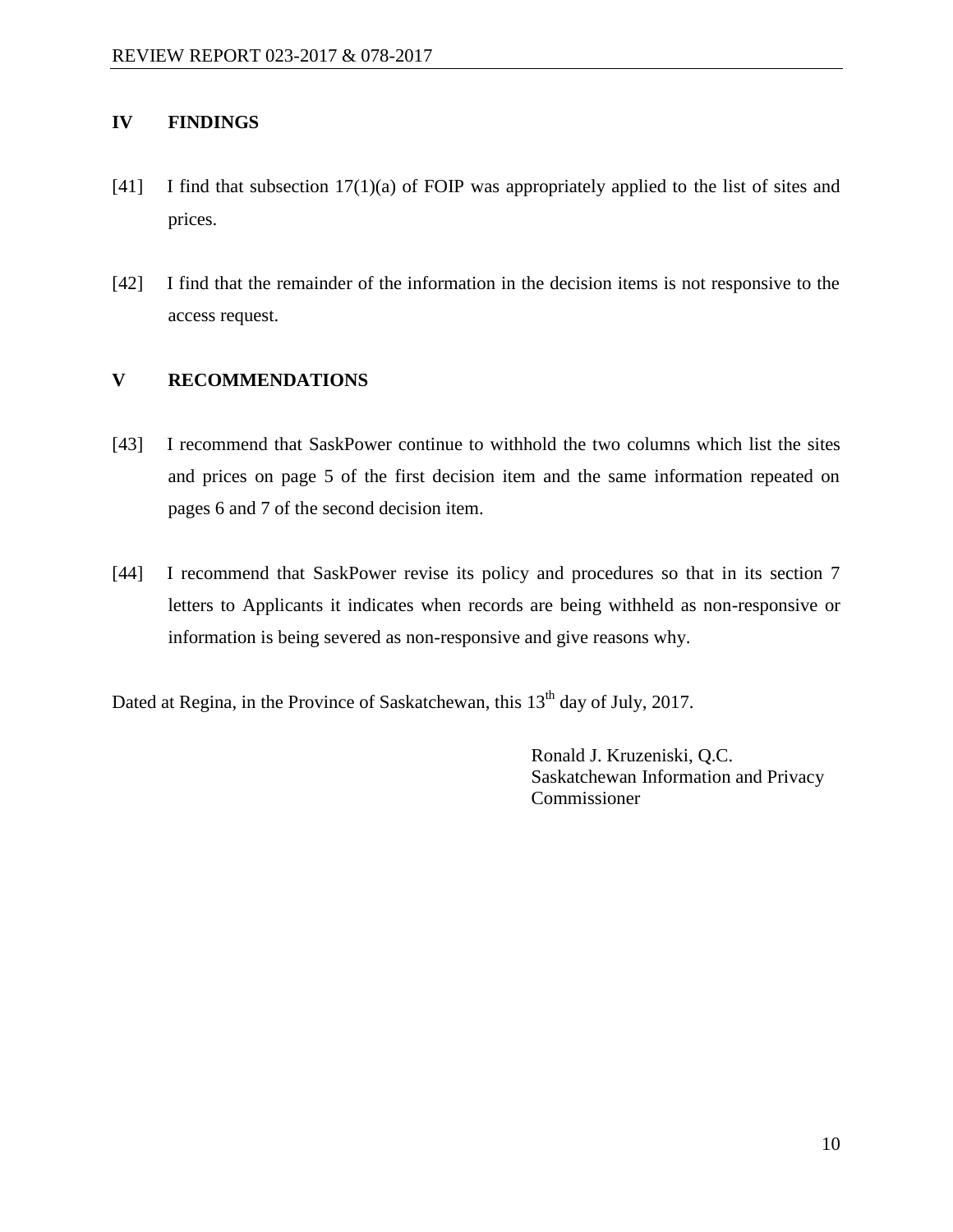## IV FINDINGS

[41] I find that subsection 17(1)(a) of FOIP was appropriately applied to the list of sites and prices.

[42] I find that the remainder of the information in the decision items is not responsive to the access request.

## V RECOMMENDATIONS

[43] I recommend that SaskPower continue to withhold the two columns which list the sites and prices on page 5 of the first decision item and the same information repeated on pages 6 and 7 of the second decision item.

[44] I recommend that SaskPower revise its policy and procedures so that in its section 7 letters to Applicants it indicates when records are being withheld as non-responsive or information is being severed as non-responsive and give reasons why.

Dated at Regina, in the Province of Saskatchewan, this 13th day of July, 2017.

Ronald J. Kruzeniski, Q.C.
Saskatchewan Information and Privacy Commissioner